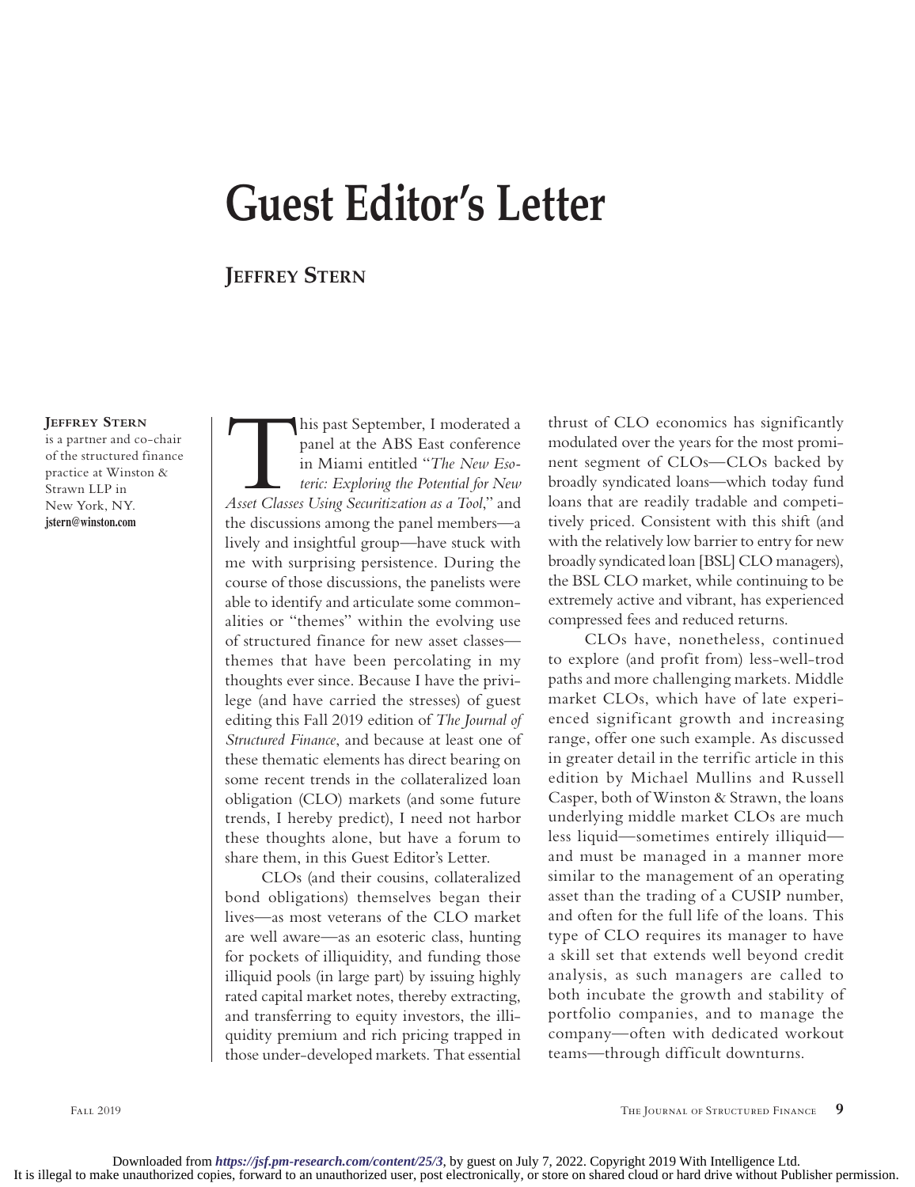# Guest Editor's Letter

## Jeffrey Stern

**Jeffrey Stern** is a partner and co-chair of the structured finance practice at Winston & Strawn LLP in New York, NY.
**jstern@winston.com**

This past September, I moderated a panel at the ABS East conference in Miami entitled "*The New Esoteric: Exploring the Potential for New Asset Classes Using Securitization as a Tool*," and the discussions among the panel members—a lively and insightful group—have stuck with me with surprising persistence. During the course of those discussions, the panelists were able to identify and articulate some commonalities or "themes" within the evolving use of structured finance for new asset classes—themes that have been percolating in my thoughts ever since. Because I have the privilege (and have carried the stresses) of guest editing this Fall 2019 edition of *The Journal of Structured Finance*, and because at least one of these thematic elements has direct bearing on some recent trends in the collateralized loan obligation (CLO) markets (and some future trends, I hereby predict), I need not harbor these thoughts alone, but have a forum to share them, in this Guest Editor's Letter.

CLOs (and their cousins, collateralized bond obligations) themselves began their lives—as most veterans of the CLO market are well aware—as an esoteric class, hunting for pockets of illiquidity, and funding those illiquid pools (in large part) by issuing highly rated capital market notes, thereby extracting, and transferring to equity investors, the illiquidity premium and rich pricing trapped in those under-developed markets. That essential thrust of CLO economics has significantly modulated over the years for the most prominent segment of CLOs—CLOs backed by broadly syndicated loans—which today fund loans that are readily tradable and competitively priced. Consistent with this shift (and with the relatively low barrier to entry for new broadly syndicated loan [BSL] CLO managers), the BSL CLO market, while continuing to be extremely active and vibrant, has experienced compressed fees and reduced returns.

CLOs have, nonetheless, continued to explore (and profit from) less-well-trod paths and more challenging markets. Middle market CLOs, which have of late experienced significant growth and increasing range, offer one such example. As discussed in greater detail in the terrific article in this edition by Michael Mullins and Russell Casper, both of Winston & Strawn, the loans underlying middle market CLOs are much less liquid—sometimes entirely illiquid—and must be managed in a manner more similar to the management of an operating asset than the trading of a CUSIP number, and often for the full life of the loans. This type of CLO requires its manager to have a skill set that extends well beyond credit analysis, as such managers are called to both incubate the growth and stability of portfolio companies, and to manage the company—often with dedicated workout teams—through difficult downturns.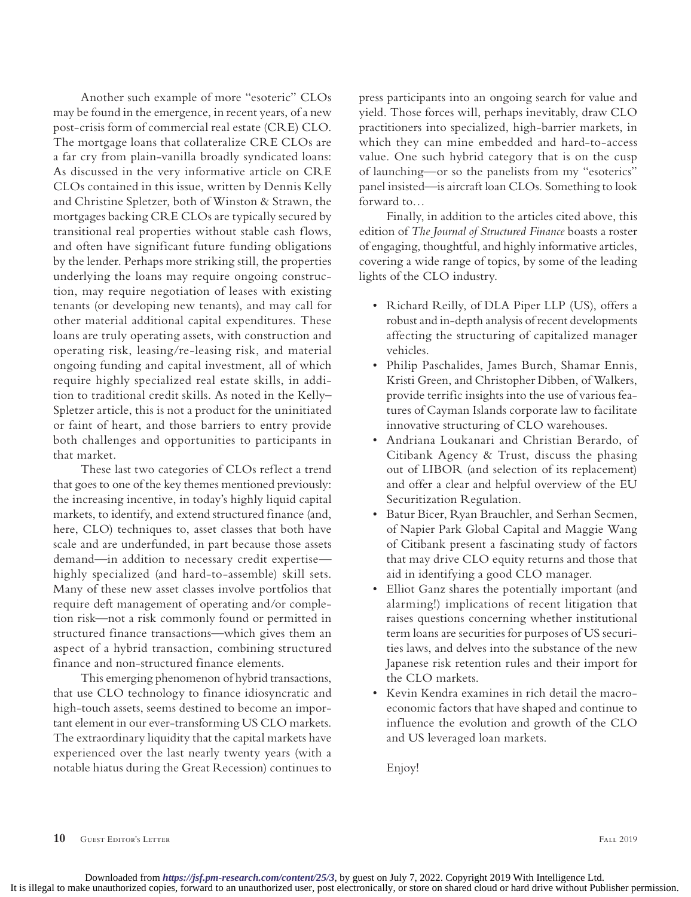Another such example of more "esoteric" CLOs may be found in the emergence, in recent years, of a new post-crisis form of commercial real estate (CRE) CLO. The mortgage loans that collateralize CRE CLOs are a far cry from plain-vanilla broadly syndicated loans: As discussed in the very informative article on CRE CLOs contained in this issue, written by Dennis Kelly and Christine Spletzer, both of Winston & Strawn, the mortgages backing CRE CLOs are typically secured by transitional real properties without stable cash flows, and often have significant future funding obligations by the lender. Perhaps more striking still, the properties underlying the loans may require ongoing construction, may require negotiation of leases with existing tenants (or developing new tenants), and may call for other material additional capital expenditures. These loans are truly operating assets, with construction and operating risk, leasing/re-leasing risk, and material ongoing funding and capital investment, all of which require highly specialized real estate skills, in addition to traditional credit skills. As noted in the Kelly–Spletzer article, this is not a product for the uninitiated or faint of heart, and those barriers to entry provide both challenges and opportunities to participants in that market.

These last two categories of CLOs reflect a trend that goes to one of the key themes mentioned previously: the increasing incentive, in today's highly liquid capital markets, to identify, and extend structured finance (and, here, CLO) techniques to, asset classes that both have scale and are underfunded, in part because those assets demand—in addition to necessary credit expertise—highly specialized (and hard-to-assemble) skill sets. Many of these new asset classes involve portfolios that require deft management of operating and/or completion risk—not a risk commonly found or permitted in structured finance transactions—which gives them an aspect of a hybrid transaction, combining structured finance and non-structured finance elements.

This emerging phenomenon of hybrid transactions, that use CLO technology to finance idiosyncratic and high-touch assets, seems destined to become an important element in our ever-transforming US CLO markets. The extraordinary liquidity that the capital markets have experienced over the last nearly twenty years (with a notable hiatus during the Great Recession) continues to press participants into an ongoing search for value and yield. Those forces will, perhaps inevitably, draw CLO practitioners into specialized, high-barrier markets, in which they can mine embedded and hard-to-access value. One such hybrid category that is on the cusp of launching—or so the panelists from my "esoterics" panel insisted—is aircraft loan CLOs. Something to look forward to…

Finally, in addition to the articles cited above, this edition of *The Journal of Structured Finance* boasts a roster of engaging, thoughtful, and highly informative articles, covering a wide range of topics, by some of the leading lights of the CLO industry.

- Richard Reilly, of DLA Piper LLP (US), offers a robust and in-depth analysis of recent developments affecting the structuring of capitalized manager vehicles.
- Philip Paschalides, James Burch, Shamar Ennis, Kristi Green, and Christopher Dibben, of Walkers, provide terrific insights into the use of various features of Cayman Islands corporate law to facilitate innovative structuring of CLO warehouses.
- Andriana Loukanari and Christian Berardo, of Citibank Agency & Trust, discuss the phasing out of LIBOR (and selection of its replacement) and offer a clear and helpful overview of the EU Securitization Regulation.
- Batur Bicer, Ryan Brauchler, and Serhan Secmen, of Napier Park Global Capital and Maggie Wang of Citibank present a fascinating study of factors that may drive CLO equity returns and those that aid in identifying a good CLO manager.
- Elliot Ganz shares the potentially important (and alarming!) implications of recent litigation that raises questions concerning whether institutional term loans are securities for purposes of US securities laws, and delves into the substance of the new Japanese risk retention rules and their import for the CLO markets.
- Kevin Kendra examines in rich detail the macroeconomic factors that have shaped and continue to influence the evolution and growth of the CLO and US leveraged loan markets.

Enjoy!